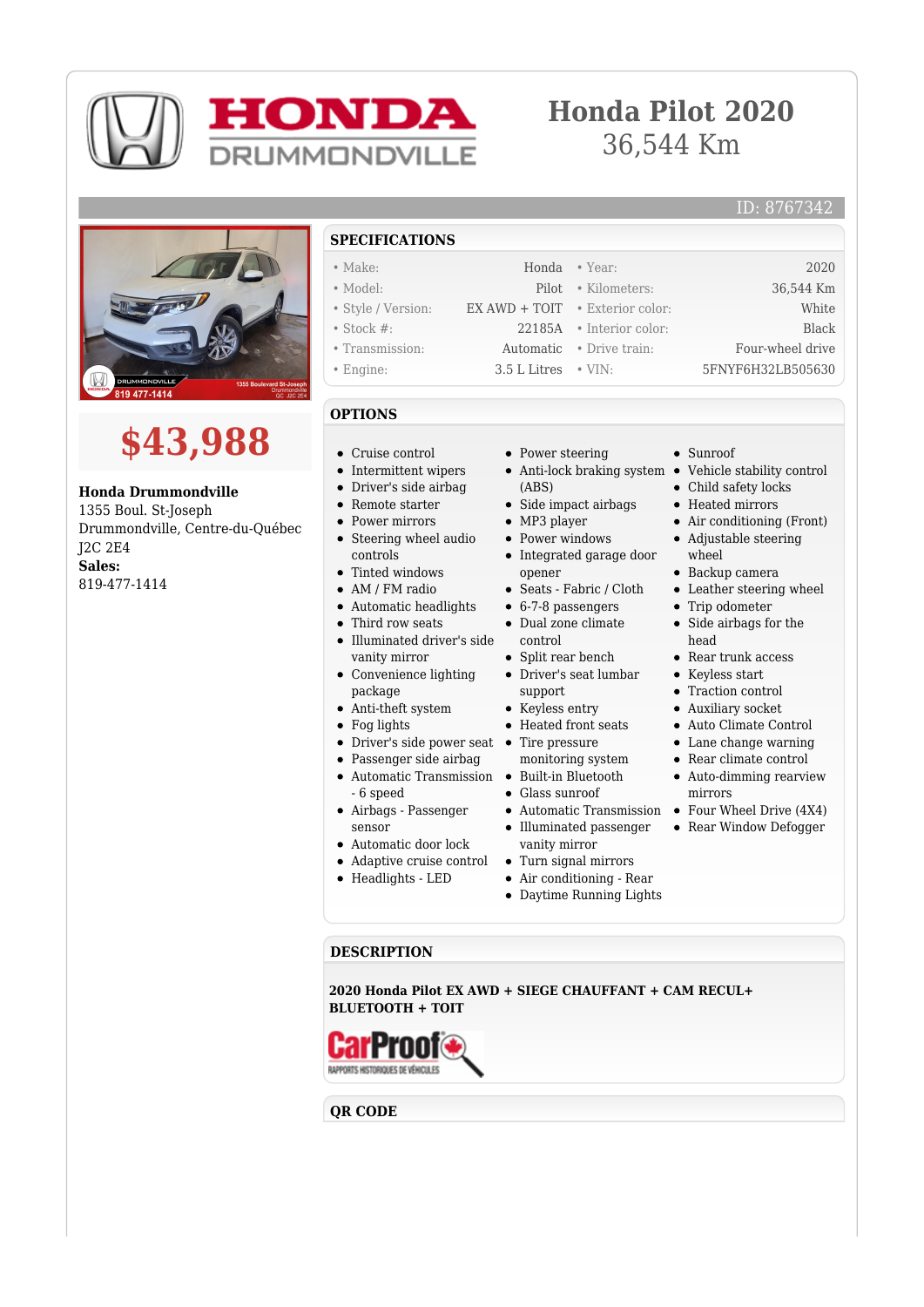# Honda Pilot 2020

36,544 Km

ID: 8767342

## $43,988

**Honda Drummondville**
1355 Boul. St-Joseph
Drummondville, Centre-du-Québec
J2C 2E4
**Sales:**
819-477-1414

## SPECIFICATIONS

| | | | |
|---|---|---|---|
| • Make: | Honda | • Year: | 2020 |
| • Model: | Pilot | • Kilometers: | 36,544 Km |
| • Style / Version: | EX AWD + TOIT | • Exterior color: | White |
| • Stock #: | 22185A | • Interior color: | Black |
| • Transmission: | Automatic | • Drive train: | Four-wheel drive |
| • Engine: | 3.5 L Litres | • VIN: | 5FNYF6H32LB505630 |

## OPTIONS

- Cruise control
- Intermittent wipers
- Driver's side airbag
- Remote starter
- Power mirrors
- Steering wheel audio controls
- Tinted windows
- AM / FM radio
- Automatic headlights
- Third row seats
- Illuminated driver's side vanity mirror
- Convenience lighting package
- Anti-theft system
- Fog lights
- Driver's side power seat
- Passenger side airbag
- Automatic Transmission - 6 speed
- Airbags - Passenger sensor
- Automatic door lock
- Adaptive cruise control
- Headlights - LED
- Power steering
- Anti-lock braking system (ABS)
- Side impact airbags
- MP3 player
- Power windows
- Integrated garage door opener
- Seats - Fabric / Cloth
- 6-7-8 passengers
- Dual zone climate control
- Split rear bench
- Driver's seat lumbar support
- Keyless entry
- Heated front seats
- Tire pressure monitoring system
- Built-in Bluetooth
- Glass sunroof
- Automatic Transmission
- Illuminated passenger vanity mirror
- Turn signal mirrors
- Air conditioning - Rear
- Daytime Running Lights
- Sunroof
- Vehicle stability control
- Child safety locks
- Heated mirrors
- Air conditioning (Front)
- Adjustable steering wheel
- Backup camera
- Leather steering wheel
- Trip odometer
- Side airbags for the head
- Rear trunk access
- Keyless start
- Traction control
- Auxiliary socket
- Auto Climate Control
- Lane change warning
- Rear climate control
- Auto-dimming rearview mirrors
- Four Wheel Drive (4X4)
- Rear Window Defogger

## DESCRIPTION

**2020 Honda Pilot EX AWD + SIEGE CHAUFFANT + CAM RECUL+ BLUETOOTH + TOIT**

## QR CODE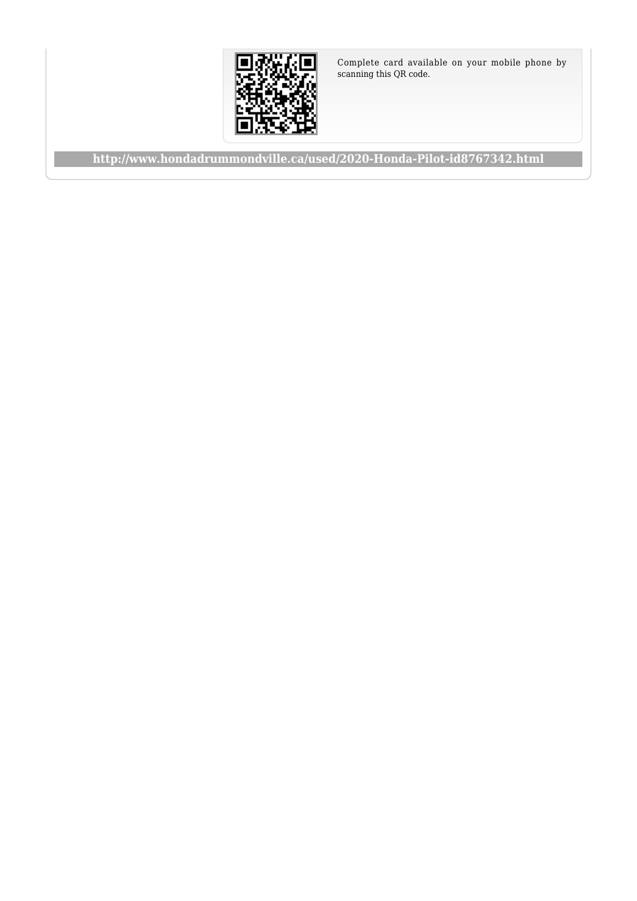Complete card available on your mobile phone by scanning this QR code.

**http://www.hondadrummondville.ca/used/2020-Honda-Pilot-id8767342.html**